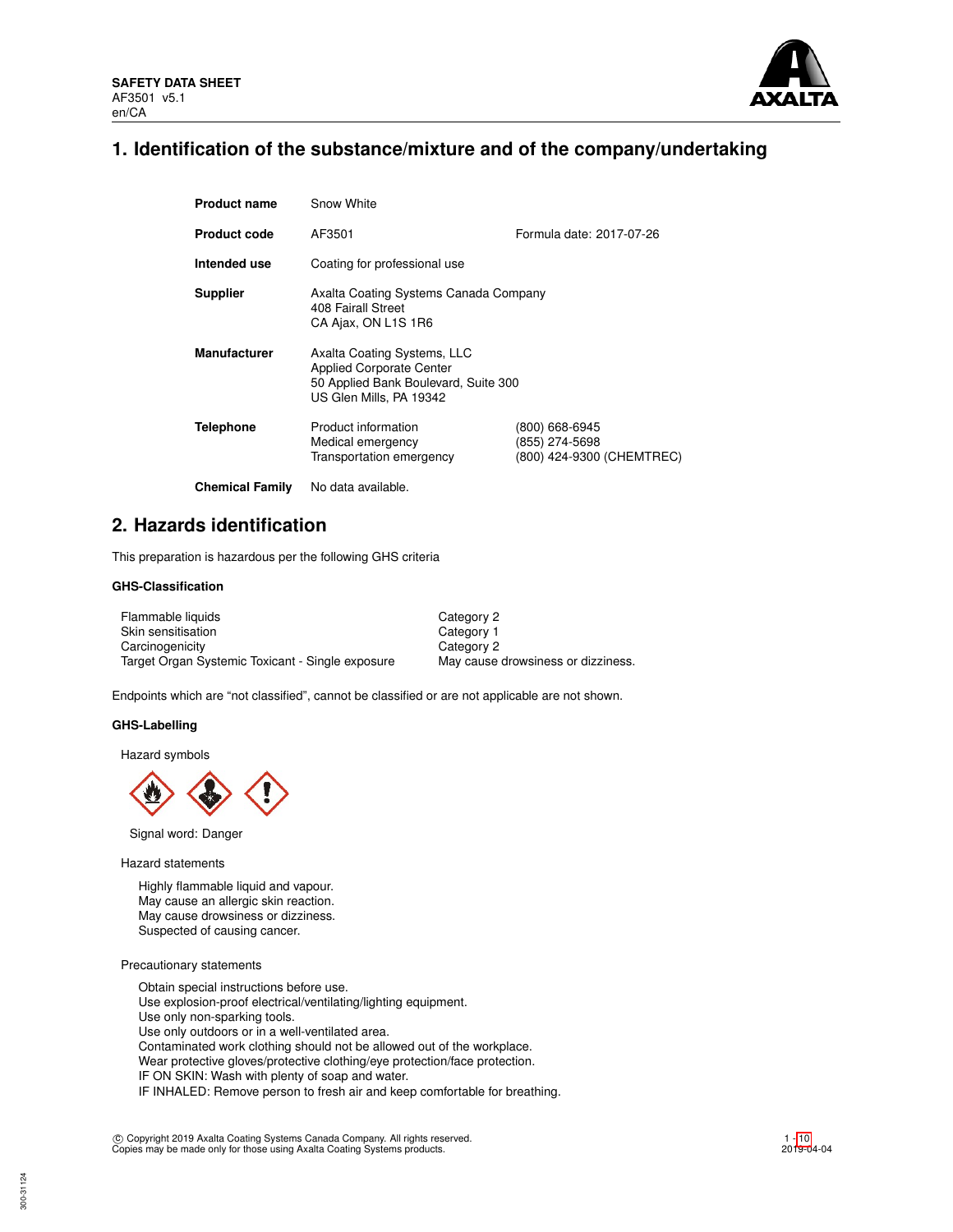**SAFETY DATA SHEET**
AF3501 v5.1
en/CA

# 1. Identification of the substance/mixture and of the company/undertaking

| | | |
|---|---|---|
| **Product name** | Snow White | |
| **Product code** | AF3501 | Formula date: 2017-07-26 |
| **Intended use** | Coating for professional use | |
| **Supplier** | Axalta Coating Systems Canada Company<br>408 Fairall Street<br>CA Ajax, ON L1S 1R6 | |
| **Manufacturer** | Axalta Coating Systems, LLC<br>Applied Corporate Center<br>50 Applied Bank Boulevard, Suite 300<br>US Glen Mills, PA 19342 | |
| **Telephone** | Product information<br>Medical emergency<br>Transportation emergency | (800) 668-6945<br>(855) 274-5698<br>(800) 424-9300 (CHEMTREC) |
| **Chemical Family** | No data available. | |

# 2. Hazards identification

This preparation is hazardous per the following GHS criteria

### GHS-Classification

| | |
|---|---|
| Flammable liquids | Category 2 |
| Skin sensitisation | Category 1 |
| Carcinogenicity | Category 2 |
| Target Organ Systemic Toxicant - Single exposure | May cause drowsiness or dizziness. |

Endpoints which are "not classified", cannot be classified or are not applicable are not shown.

### GHS-Labelling

Hazard symbols

Signal word: Danger

Hazard statements

Highly flammable liquid and vapour.
May cause an allergic skin reaction.
May cause drowsiness or dizziness.
Suspected of causing cancer.

Precautionary statements

Obtain special instructions before use.
Use explosion-proof electrical/ventilating/lighting equipment.
Use only non-sparking tools.
Use only outdoors or in a well-ventilated area.
Contaminated work clothing should not be allowed out of the workplace.
Wear protective gloves/protective clothing/eye protection/face protection.
IF ON SKIN: Wash with plenty of soap and water.
IF INHALED: Remove person to fresh air and keep comfortable for breathing.

© Copyright 2019 Axalta Coating Systems Canada Company. All rights reserved.
Copies may be made only for those using Axalta Coating Systems products.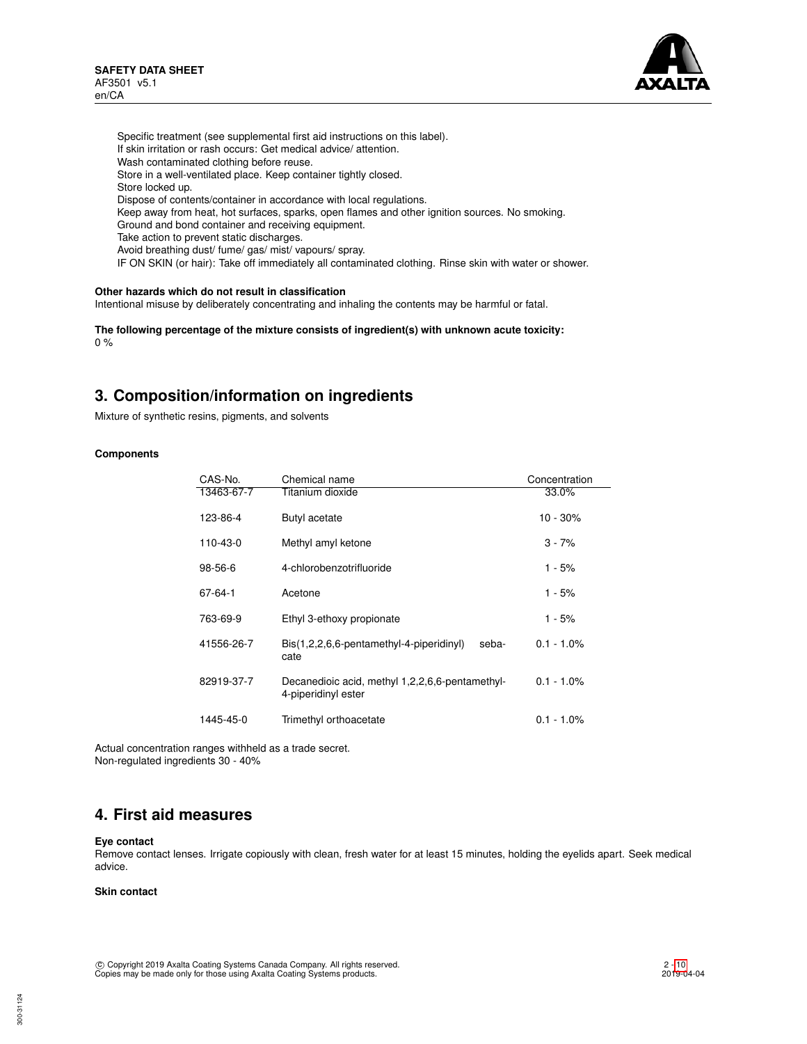Specific treatment (see supplemental first aid instructions on this label).
If skin irritation or rash occurs: Get medical advice/ attention.
Wash contaminated clothing before reuse.
Store in a well-ventilated place. Keep container tightly closed.
Store locked up.
Dispose of contents/container in accordance with local regulations.
Keep away from heat, hot surfaces, sparks, open flames and other ignition sources. No smoking.
Ground and bond container and receiving equipment.
Take action to prevent static discharges.
Avoid breathing dust/ fume/ gas/ mist/ vapours/ spray.
IF ON SKIN (or hair): Take off immediately all contaminated clothing. Rinse skin with water or shower.

**Other hazards which do not result in classification**
Intentional misuse by deliberately concentrating and inhaling the contents may be harmful or fatal.

**The following percentage of the mixture consists of ingredient(s) with unknown acute toxicity:**
0 %

## 3. Composition/information on ingredients

Mixture of synthetic resins, pigments, and solvents

**Components**

| CAS-No. | Chemical name | Concentration |
|---|---|---|
| 13463-67-7 | Titanium dioxide | 33.0% |
| 123-86-4 | Butyl acetate | 10 - 30% |
| 110-43-0 | Methyl amyl ketone | 3 - 7% |
| 98-56-6 | 4-chlorobenzotrifluoride | 1 - 5% |
| 67-64-1 | Acetone | 1 - 5% |
| 763-69-9 | Ethyl 3-ethoxy propionate | 1 - 5% |
| 41556-26-7 | Bis(1,2,2,6,6-pentamethyl-4-piperidinyl) sebacate | 0.1 - 1.0% |
| 82919-37-7 | Decanedioic acid, methyl 1,2,2,6,6-pentamethyl-4-piperidinyl ester | 0.1 - 1.0% |
| 1445-45-0 | Trimethyl orthoacetate | 0.1 - 1.0% |

Actual concentration ranges withheld as a trade secret.
Non-regulated ingredients 30 - 40%

## 4. First aid measures

**Eye contact**
Remove contact lenses. Irrigate copiously with clean, fresh water for at least 15 minutes, holding the eyelids apart. Seek medical advice.

**Skin contact**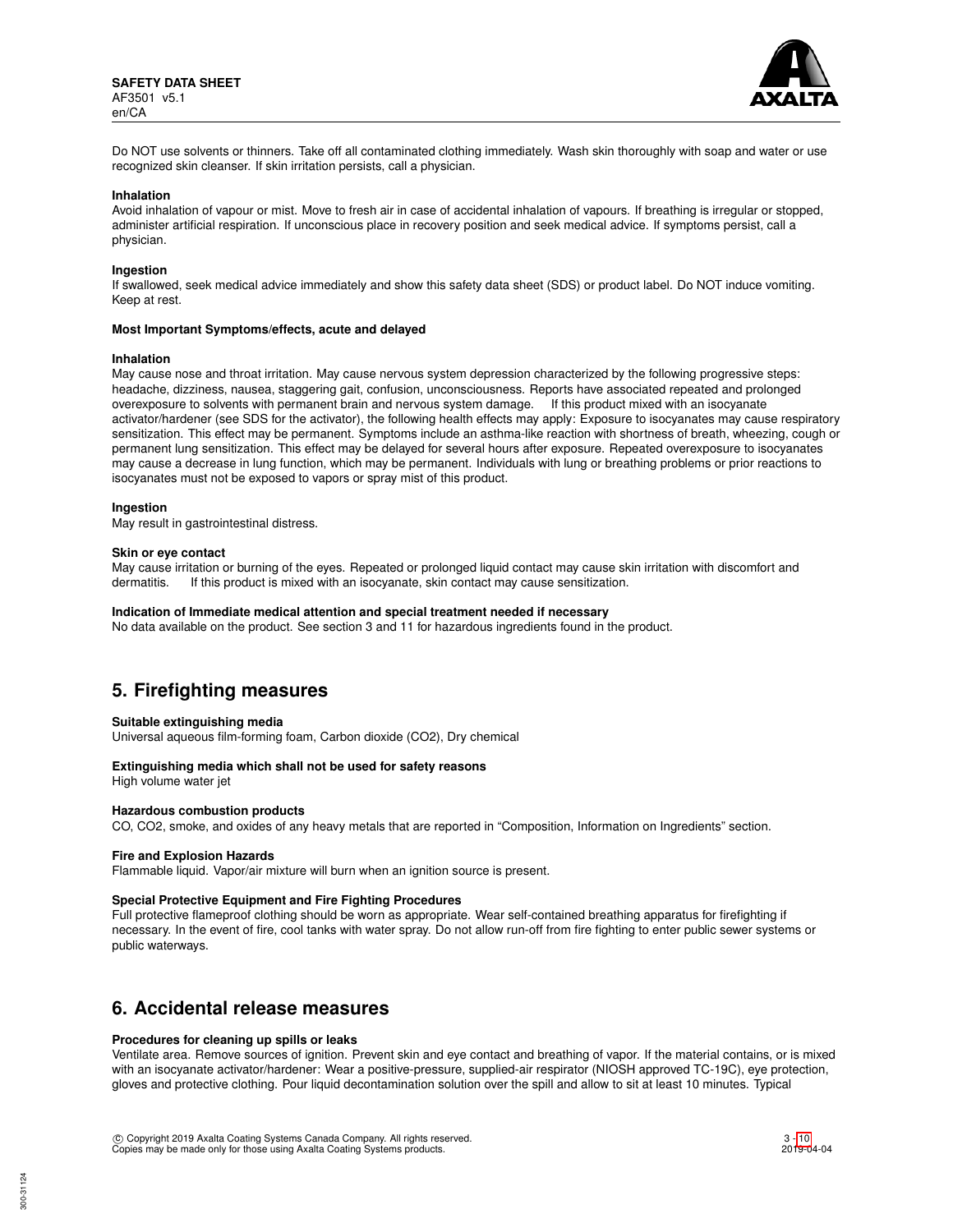Do NOT use solvents or thinners. Take off all contaminated clothing immediately. Wash skin thoroughly with soap and water or use recognized skin cleanser. If skin irritation persists, call a physician.

**Inhalation**

Avoid inhalation of vapour or mist. Move to fresh air in case of accidental inhalation of vapours. If breathing is irregular or stopped, administer artificial respiration. If unconscious place in recovery position and seek medical advice. If symptoms persist, call a physician.

**Ingestion**

If swallowed, seek medical advice immediately and show this safety data sheet (SDS) or product label. Do NOT induce vomiting. Keep at rest.

**Most Important Symptoms/effects, acute and delayed**

**Inhalation**

May cause nose and throat irritation. May cause nervous system depression characterized by the following progressive steps: headache, dizziness, nausea, staggering gait, confusion, unconsciousness. Reports have associated repeated and prolonged overexposure to solvents with permanent brain and nervous system damage. If this product mixed with an isocyanate activator/hardener (see SDS for the activator), the following health effects may apply: Exposure to isocyanates may cause respiratory sensitization. This effect may be permanent. Symptoms include an asthma-like reaction with shortness of breath, wheezing, cough or permanent lung sensitization. This effect may be delayed for several hours after exposure. Repeated overexposure to isocyanates may cause a decrease in lung function, which may be permanent. Individuals with lung or breathing problems or prior reactions to isocyanates must not be exposed to vapors or spray mist of this product.

**Ingestion**

May result in gastrointestinal distress.

**Skin or eye contact**

May cause irritation or burning of the eyes. Repeated or prolonged liquid contact may cause skin irritation with discomfort and dermatitis. If this product is mixed with an isocyanate, skin contact may cause sensitization.

**Indication of Immediate medical attention and special treatment needed if necessary**

No data available on the product. See section 3 and 11 for hazardous ingredients found in the product.

## 5. Firefighting measures

**Suitable extinguishing media**

Universal aqueous film-forming foam, Carbon dioxide ($CO_2$), Dry chemical

**Extinguishing media which shall not be used for safety reasons**

High volume water jet

**Hazardous combustion products**

CO, $CO_2$, smoke, and oxides of any heavy metals that are reported in "Composition, Information on Ingredients" section.

**Fire and Explosion Hazards**

Flammable liquid. Vapor/air mixture will burn when an ignition source is present.

**Special Protective Equipment and Fire Fighting Procedures**

Full protective flameproof clothing should be worn as appropriate. Wear self-contained breathing apparatus for firefighting if necessary. In the event of fire, cool tanks with water spray. Do not allow run-off from fire fighting to enter public sewer systems or public waterways.

## 6. Accidental release measures

**Procedures for cleaning up spills or leaks**

Ventilate area. Remove sources of ignition. Prevent skin and eye contact and breathing of vapor. If the material contains, or is mixed with an isocyanate activator/hardener: Wear a positive-pressure, supplied-air respirator (NIOSH approved TC-19C), eye protection, gloves and protective clothing. Pour liquid decontamination solution over the spill and allow to sit at least 10 minutes. Typical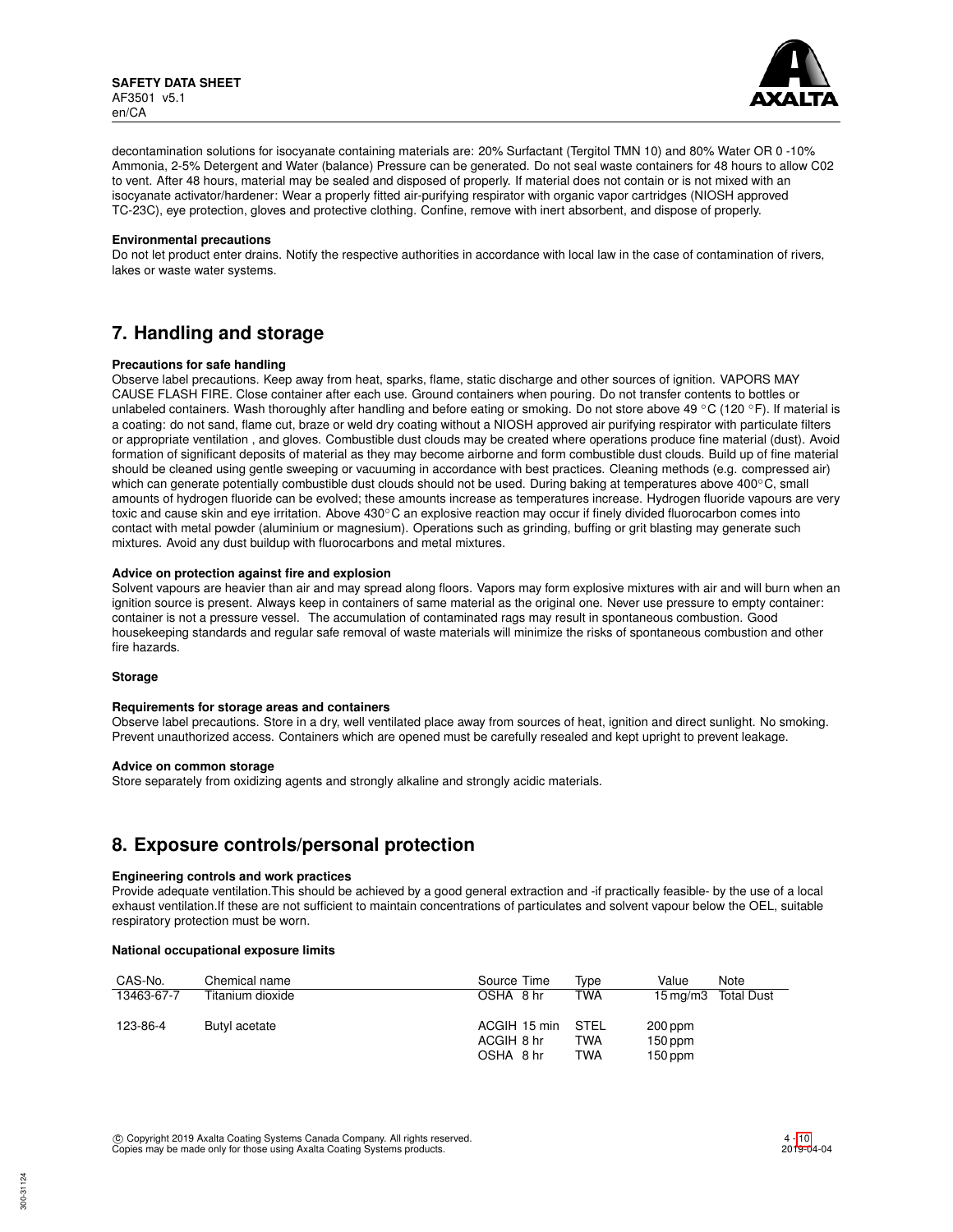decontamination solutions for isocyanate containing materials are: 20% Surfactant (Tergitol TMN 10) and 80% Water OR 0 -10% Ammonia, 2-5% Detergent and Water (balance) Pressure can be generated. Do not seal waste containers for 48 hours to allow C02 to vent. After 48 hours, material may be sealed and disposed of properly. If material does not contain or is not mixed with an isocyanate activator/hardener: Wear a properly fitted air-purifying respirator with organic vapor cartridges (NIOSH approved TC-23C), eye protection, gloves and protective clothing. Confine, remove with inert absorbent, and dispose of properly.

**Environmental precautions**

Do not let product enter drains. Notify the respective authorities in accordance with local law in the case of contamination of rivers, lakes or waste water systems.

## 7. Handling and storage

**Precautions for safe handling**

Observe label precautions. Keep away from heat, sparks, flame, static discharge and other sources of ignition. VAPORS MAY CAUSE FLASH FIRE. Close container after each use. Ground containers when pouring. Do not transfer contents to bottles or unlabeled containers. Wash thoroughly after handling and before eating or smoking. Do not store above 49 °C (120 °F). If material is a coating: do not sand, flame cut, braze or weld dry coating without a NIOSH approved air purifying respirator with particulate filters or appropriate ventilation , and gloves. Combustible dust clouds may be created where operations produce fine material (dust). Avoid formation of significant deposits of material as they may become airborne and form combustible dust clouds. Build up of fine material should be cleaned using gentle sweeping or vacuuming in accordance with best practices. Cleaning methods (e.g. compressed air) which can generate potentially combustible dust clouds should not be used. During baking at temperatures above 400°C, small amounts of hydrogen fluoride can be evolved; these amounts increase as temperatures increase. Hydrogen fluoride vapours are very toxic and cause skin and eye irritation. Above 430°C an explosive reaction may occur if finely divided fluorocarbon comes into contact with metal powder (aluminium or magnesium). Operations such as grinding, buffing or grit blasting may generate such mixtures. Avoid any dust buildup with fluorocarbons and metal mixtures.

**Advice on protection against fire and explosion**

Solvent vapours are heavier than air and may spread along floors. Vapors may form explosive mixtures with air and will burn when an ignition source is present. Always keep in containers of same material as the original one. Never use pressure to empty container: container is not a pressure vessel. The accumulation of contaminated rags may result in spontaneous combustion. Good housekeeping standards and regular safe removal of waste materials will minimize the risks of spontaneous combustion and other fire hazards.

**Storage**

**Requirements for storage areas and containers**

Observe label precautions. Store in a dry, well ventilated place away from sources of heat, ignition and direct sunlight. No smoking. Prevent unauthorized access. Containers which are opened must be carefully resealed and kept upright to prevent leakage.

**Advice on common storage**

Store separately from oxidizing agents and strongly alkaline and strongly acidic materials.

## 8. Exposure controls/personal protection

**Engineering controls and work practices**

Provide adequate ventilation.This should be achieved by a good general extraction and -if practically feasible- by the use of a local exhaust ventilation.If these are not sufficient to maintain concentrations of particulates and solvent vapour below the OEL, suitable respiratory protection must be worn.

**National occupational exposure limits**

| CAS-No. | Chemical name | Source Time | Type | Value | Note |
|---|---|---|---|---|---|
| 13463-67-7 | Titanium dioxide | OSHA 8 hr | TWA | 15 mg/m3 | Total Dust |
| 123-86-4 | Butyl acetate | ACGIH 15 min | STEL | 200 ppm | |
| | | ACGIH 8 hr | TWA | 150 ppm | |
| | | OSHA 8 hr | TWA | 150 ppm | |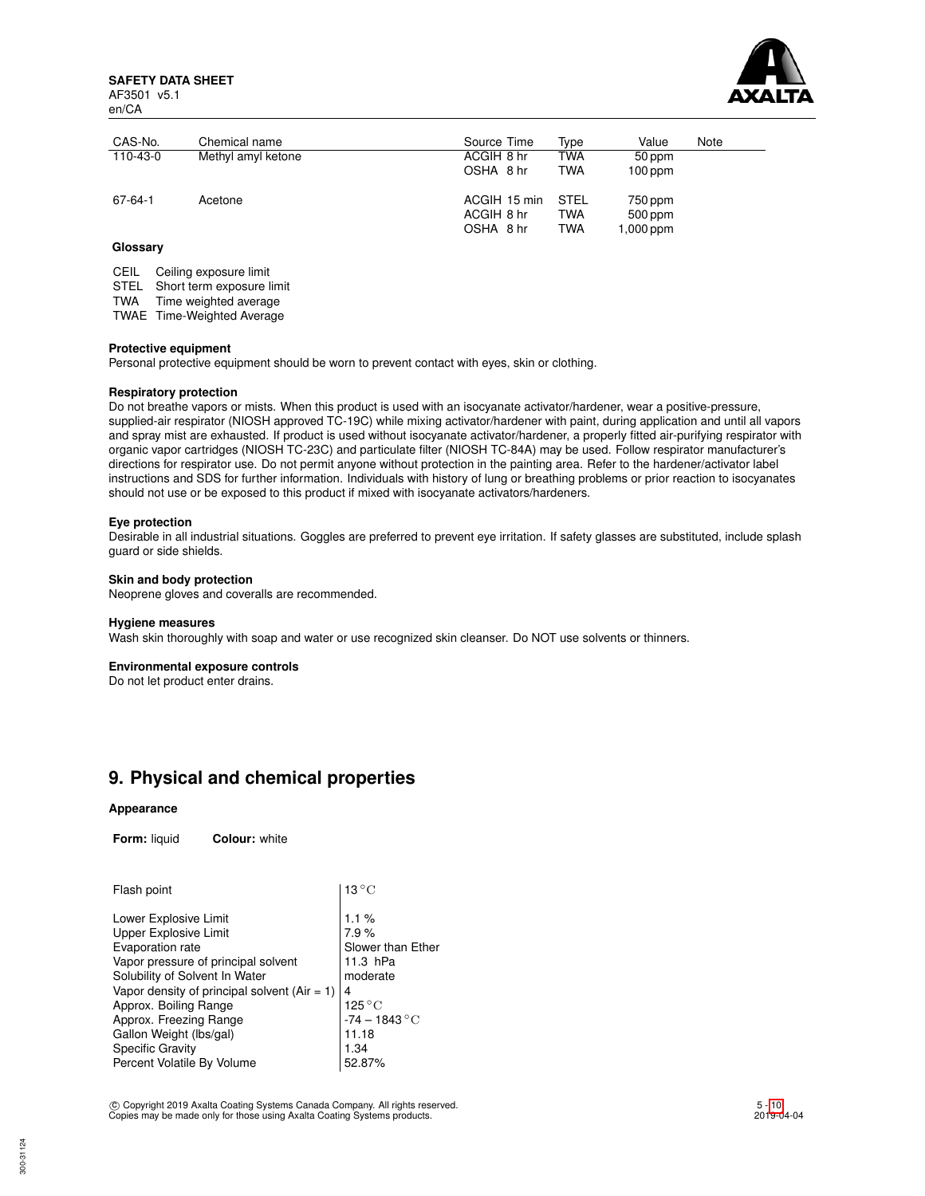| CAS-No. | Chemical name | Source Time | Type | Value | Note |
|---|---|---|---|---|---|
| 110-43-0 | Methyl amyl ketone | ACGIH 8 hr | TWA | 50 ppm | |
| | | OSHA 8 hr | TWA | 100 ppm | |
| 67-64-1 | Acetone | ACGIH 15 min | STEL | 750 ppm | |
| | | ACGIH 8 hr | TWA | 500 ppm | |
| | | OSHA 8 hr | TWA | 1,000 ppm | |

**Glossary**

CEIL Ceiling exposure limit
STEL Short term exposure limit
TWA Time weighted average
TWAE Time-Weighted Average

**Protective equipment**
Personal protective equipment should be worn to prevent contact with eyes, skin or clothing.

**Respiratory protection**
Do not breathe vapors or mists. When this product is used with an isocyanate activator/hardener, wear a positive-pressure, supplied-air respirator (NIOSH approved TC-19C) while mixing activator/hardener with paint, during application and until all vapors and spray mist are exhausted. If product is used without isocyanate activator/hardener, a properly fitted air-purifying respirator with organic vapor cartridges (NIOSH TC-23C) and particulate filter (NIOSH TC-84A) may be used. Follow respirator manufacturer's directions for respirator use. Do not permit anyone without protection in the painting area. Refer to the hardener/activator label instructions and SDS for further information. Individuals with history of lung or breathing problems or prior reaction to isocyanates should not use or be exposed to this product if mixed with isocyanate activators/hardeners.

**Eye protection**
Desirable in all industrial situations. Goggles are preferred to prevent eye irritation. If safety glasses are substituted, include splash guard or side shields.

**Skin and body protection**
Neoprene gloves and coveralls are recommended.

**Hygiene measures**
Wash skin thoroughly with soap and water or use recognized skin cleanser. Do NOT use solvents or thinners.

**Environmental exposure controls**
Do not let product enter drains.

## 9. Physical and chemical properties

**Appearance**

**Form:** liquid **Colour:** white

| | |
|---|---|
| Flash point | 13 °C |
| Lower Explosive Limit | 1.1 % |
| Upper Explosive Limit | 7.9 % |
| Evaporation rate | Slower than Ether |
| Vapor pressure of principal solvent | 11.3 hPa |
| Solubility of Solvent In Water | moderate |
| Vapor density of principal solvent (Air = 1) | 4 |
| Approx. Boiling Range | 125 °C |
| Approx. Freezing Range | -74 – 1843 °C |
| Gallon Weight (lbs/gal) | 11.18 |
| Specific Gravity | 1.34 |
| Percent Volatile By Volume | 52.87% |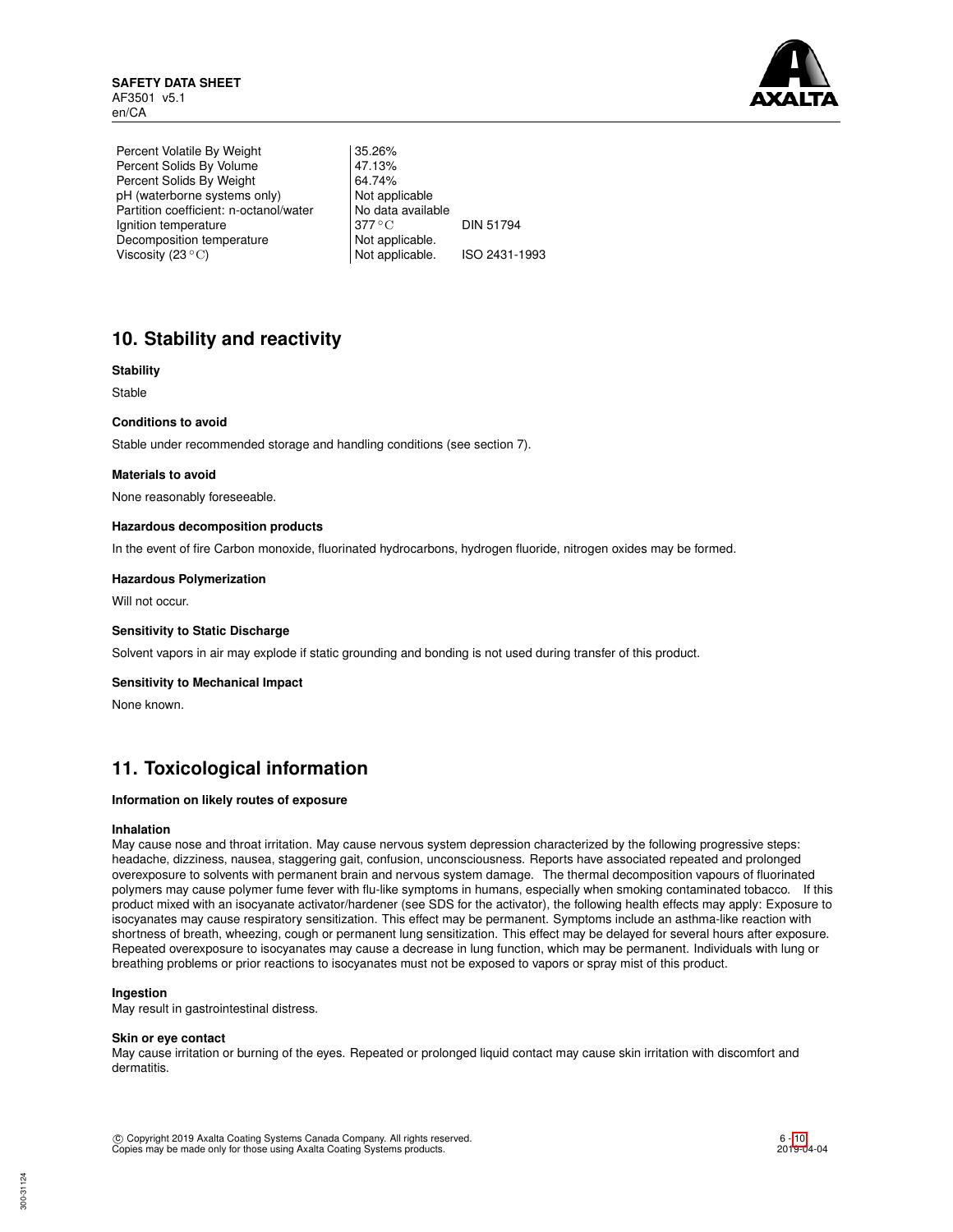| | | |
|---|---|---|
| Percent Volatile By Weight | 35.26% | |
| Percent Solids By Volume | 47.13% | |
| Percent Solids By Weight | 64.74% | |
| pH (waterborne systems only) | Not applicable | |
| Partition coefficient: n-octanol/water | No data available | |
| Ignition temperature | 377 °C | DIN 51794 |
| Decomposition temperature | Not applicable. | |
| Viscosity (23 °C) | Not applicable. | ISO 2431-1993 |

## 10. Stability and reactivity

**Stability**

Stable

**Conditions to avoid**

Stable under recommended storage and handling conditions (see section 7).

**Materials to avoid**

None reasonably foreseeable.

**Hazardous decomposition products**

In the event of fire Carbon monoxide, fluorinated hydrocarbons, hydrogen fluoride, nitrogen oxides may be formed.

**Hazardous Polymerization**

Will not occur.

**Sensitivity to Static Discharge**

Solvent vapors in air may explode if static grounding and bonding is not used during transfer of this product.

**Sensitivity to Mechanical Impact**

None known.

## 11. Toxicological information

**Information on likely routes of exposure**

**Inhalation**

May cause nose and throat irritation. May cause nervous system depression characterized by the following progressive steps: headache, dizziness, nausea, staggering gait, confusion, unconsciousness. Reports have associated repeated and prolonged overexposure to solvents with permanent brain and nervous system damage. The thermal decomposition vapours of fluorinated polymers may cause polymer fume fever with flu-like symptoms in humans, especially when smoking contaminated tobacco. If this product mixed with an isocyanate activator/hardener (see SDS for the activator), the following health effects may apply: Exposure to isocyanates may cause respiratory sensitization. This effect may be permanent. Symptoms include an asthma-like reaction with shortness of breath, wheezing, cough or permanent lung sensitization. This effect may be delayed for several hours after exposure. Repeated overexposure to isocyanates may cause a decrease in lung function, which may be permanent. Individuals with lung or breathing problems or prior reactions to isocyanates must not be exposed to vapors or spray mist of this product.

**Ingestion**

May result in gastrointestinal distress.

**Skin or eye contact**

May cause irritation or burning of the eyes. Repeated or prolonged liquid contact may cause skin irritation with discomfort and dermatitis.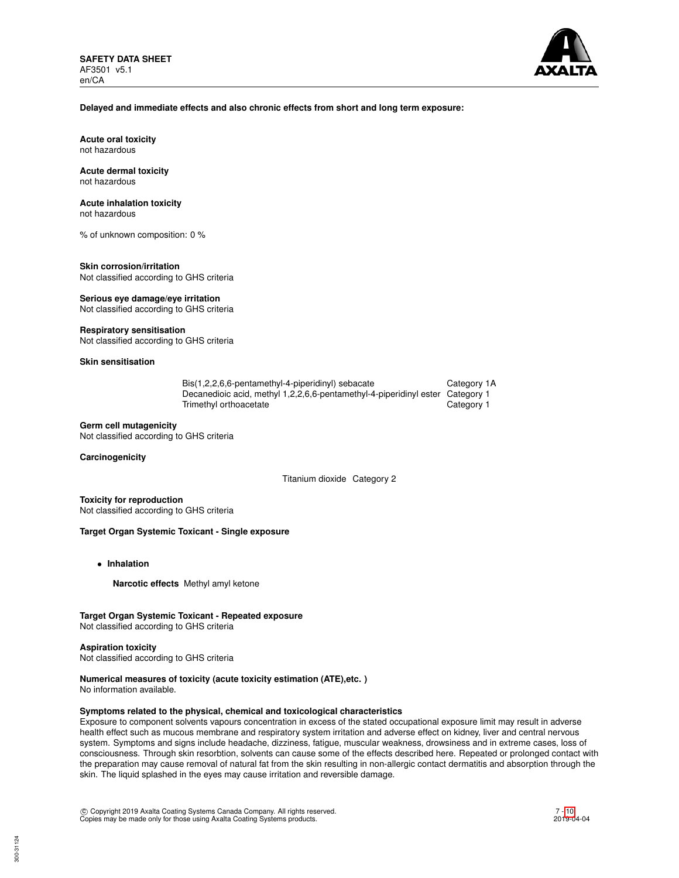**Delayed and immediate effects and also chronic effects from short and long term exposure:**

**Acute oral toxicity**
not hazardous

**Acute dermal toxicity**
not hazardous

**Acute inhalation toxicity**
not hazardous

% of unknown composition: 0 %

**Skin corrosion/irritation**
Not classified according to GHS criteria

**Serious eye damage/eye irritation**
Not classified according to GHS criteria

**Respiratory sensitisation**
Not classified according to GHS criteria

**Skin sensitisation**

| | |
|---|---|
| Bis(1,2,2,6,6-pentamethyl-4-piperidinyl) sebacate | Category 1A |
| Decanedioic acid, methyl 1,2,2,6,6-pentamethyl-4-piperidinyl ester | Category 1 |
| Trimethyl orthoacetate | Category 1 |

**Germ cell mutagenicity**
Not classified according to GHS criteria

**Carcinogenicity**

| | |
|---|---|
| Titanium dioxide | Category 2 |

**Toxicity for reproduction**
Not classified according to GHS criteria

**Target Organ Systemic Toxicant - Single exposure**

- **Inhalation**

  **Narcotic effects** Methyl amyl ketone

**Target Organ Systemic Toxicant - Repeated exposure**
Not classified according to GHS criteria

**Aspiration toxicity**
Not classified according to GHS criteria

**Numerical measures of toxicity (acute toxicity estimation (ATE),etc. )**
No information available.

**Symptoms related to the physical, chemical and toxicological characteristics**
Exposure to component solvents vapours concentration in excess of the stated occupational exposure limit may result in adverse health effect such as mucous membrane and respiratory system irritation and adverse effect on kidney, liver and central nervous system. Symptoms and signs include headache, dizziness, fatigue, muscular weakness, drowsiness and in extreme cases, loss of consciousness. Through skin resorbtion, solvents can cause some of the effects described here. Repeated or prolonged contact with the preparation may cause removal of natural fat from the skin resulting in non-allergic contact dermatitis and absorption through the skin. The liquid splashed in the eyes may cause irritation and reversible damage.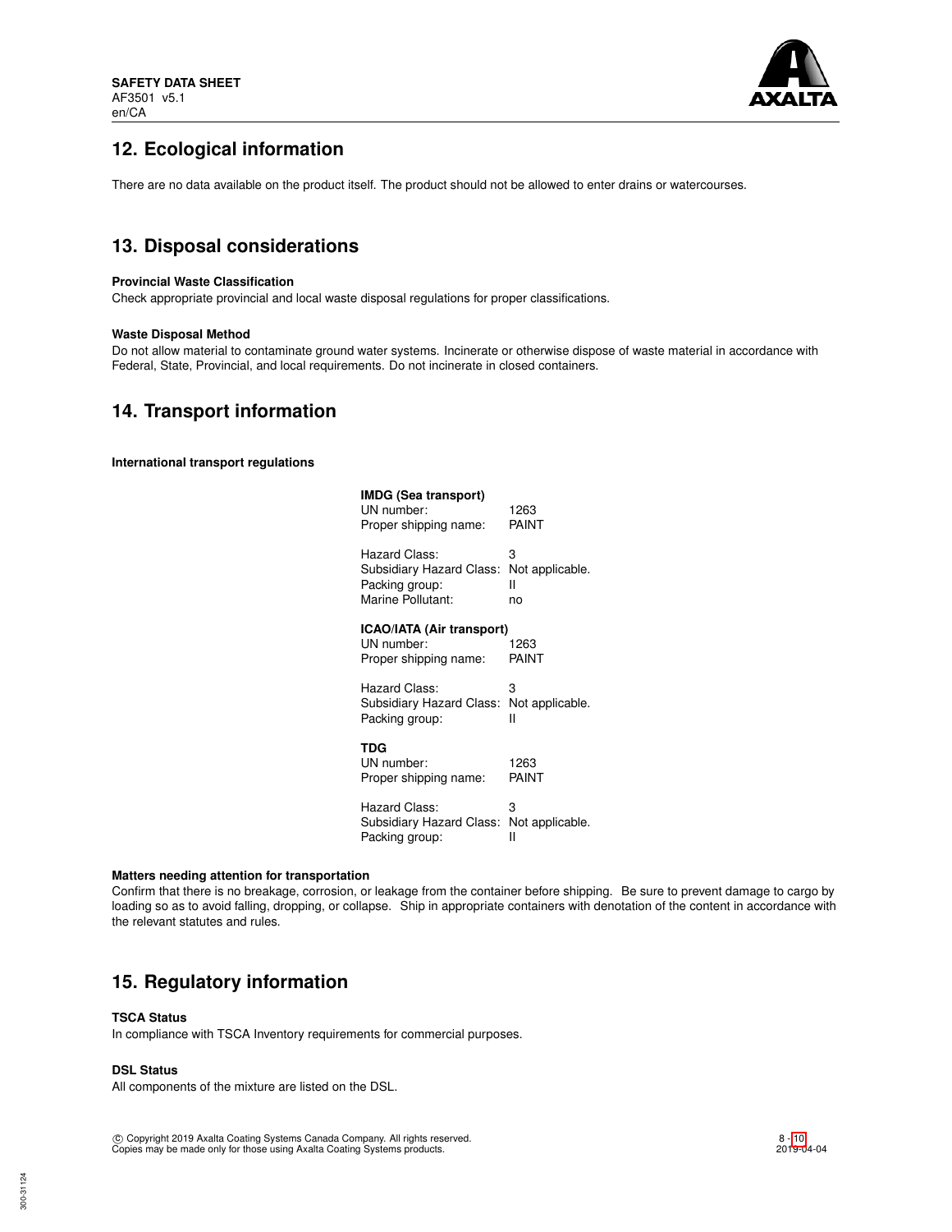## 12. Ecological information

There are no data available on the product itself. The product should not be allowed to enter drains or watercourses.

## 13. Disposal considerations

**Provincial Waste Classification**

Check appropriate provincial and local waste disposal regulations for proper classifications.

**Waste Disposal Method**

Do not allow material to contaminate ground water systems. Incinerate or otherwise dispose of waste material in accordance with Federal, State, Provincial, and local requirements. Do not incinerate in closed containers.

## 14. Transport information

**International transport regulations**

**IMDG (Sea transport)**

| | |
|---|---|
| UN number: | 1263 |
| Proper shipping name: | PAINT |
| Hazard Class: | 3 |
| Subsidiary Hazard Class: | Not applicable. |
| Packing group: | II |
| Marine Pollutant: | no |

**ICAO/IATA (Air transport)**

| | |
|---|---|
| UN number: | 1263 |
| Proper shipping name: | PAINT |
| Hazard Class: | 3 |
| Subsidiary Hazard Class: | Not applicable. |
| Packing group: | II |

**TDG**

| | |
|---|---|
| UN number: | 1263 |
| Proper shipping name: | PAINT |
| Hazard Class: | 3 |
| Subsidiary Hazard Class: | Not applicable. |
| Packing group: | II |

**Matters needing attention for transportation**

Confirm that there is no breakage, corrosion, or leakage from the container before shipping. Be sure to prevent damage to cargo by loading so as to avoid falling, dropping, or collapse. Ship in appropriate containers with denotation of the content in accordance with the relevant statutes and rules.

## 15. Regulatory information

**TSCA Status**

In compliance with TSCA Inventory requirements for commercial purposes.

**DSL Status**

All components of the mixture are listed on the DSL.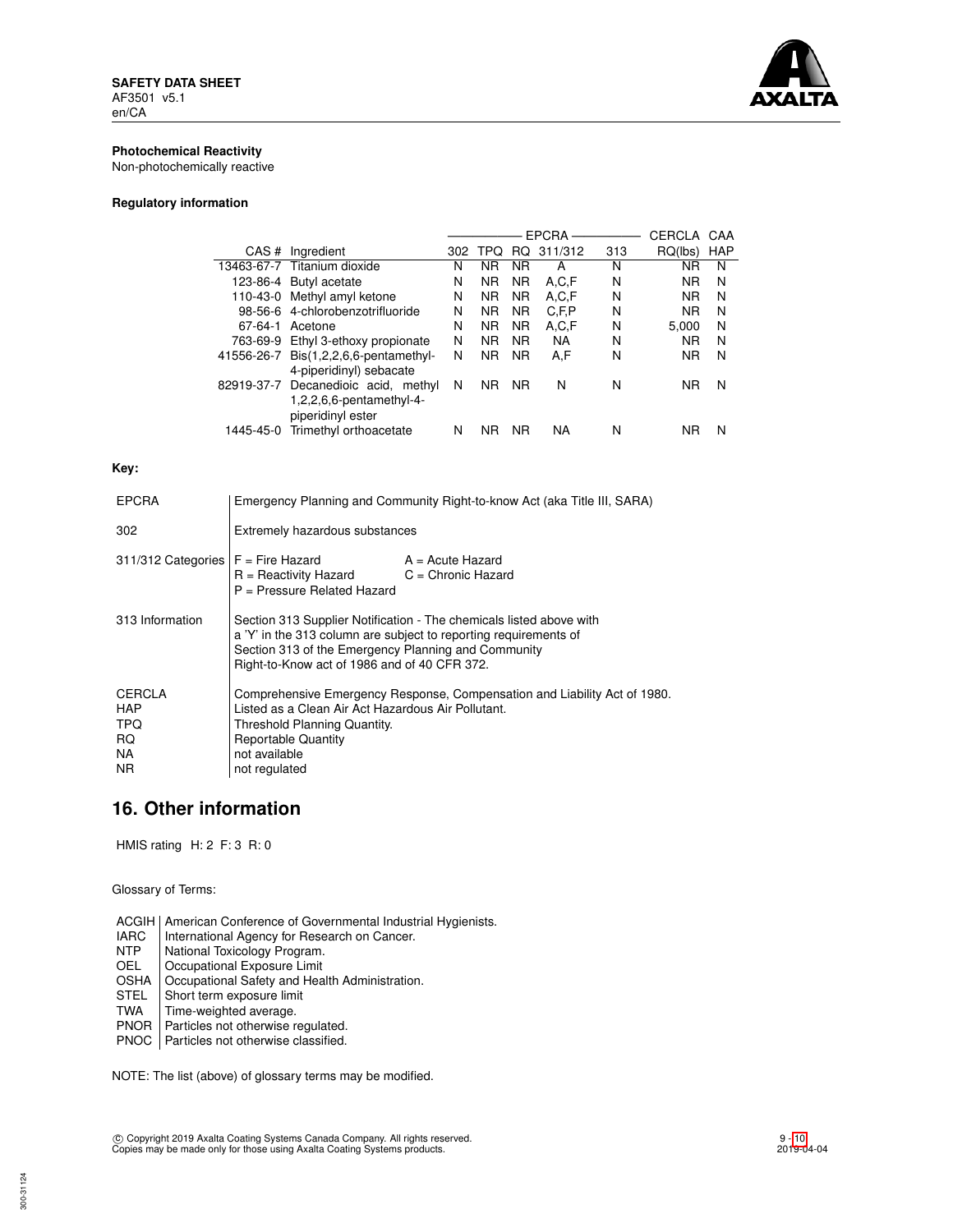**Photochemical Reactivity**
Non-photochemically reactive

**Regulatory information**

| | | EPCRA | | | | | CERCLA | CAA |
|---|---|---|---|---|---|---|---|---|
| CAS # | Ingredient | 302 | TPQ | RQ | 311/312 | 313 | RQ(lbs) | HAP |
| 13463-67-7 | Titanium dioxide | N | NR | NR | A | N | NR | N |
| 123-86-4 | Butyl acetate | N | NR | NR | A,C,F | N | NR | N |
| 110-43-0 | Methyl amyl ketone | N | NR | NR | A,C,F | N | NR | N |
| 98-56-6 | 4-chlorobenzotrifluoride | N | NR | NR | C,F,P | N | NR | N |
| 67-64-1 | Acetone | N | NR | NR | A,C,F | N | 5,000 | N |
| 763-69-9 | Ethyl 3-ethoxy propionate | N | NR | NR | NA | N | NR | N |
| 41556-26-7 | Bis(1,2,2,6,6-pentamethyl-4-piperidinyl) sebacate | N | NR | NR | A,F | N | NR | N |
| 82919-37-7 | Decanedioic acid, methyl 1,2,2,6,6-pentamethyl-4-piperidinyl ester | N | NR | NR | N | N | NR | N |
| 1445-45-0 | Trimethyl orthoacetate | N | NR | NR | NA | N | NR | N |

**Key:**

| | |
|---|---|
| EPCRA | Emergency Planning and Community Right-to-know Act (aka Title III, SARA) |
| 302 | Extremely hazardous substances |
| 311/312 Categories | F = Fire Hazard; A = Acute Hazard; R = Reactivity Hazard; C = Chronic Hazard; P = Pressure Related Hazard |
| 313 Information | Section 313 Supplier Notification - The chemicals listed above with a 'Y' in the 313 column are subject to reporting requirements of Section 313 of the Emergency Planning and Community Right-to-Know act of 1986 and of 40 CFR 372. |
| CERCLA | Comprehensive Emergency Response, Compensation and Liability Act of 1980. |
| HAP | Listed as a Clean Air Act Hazardous Air Pollutant. |
| TPQ | Threshold Planning Quantity. |
| RQ | Reportable Quantity |
| NA | not available |
| NR | not regulated |

## 16. Other information

HMIS rating H: 2 F: 3 R: 0

Glossary of Terms:

| | |
|---|---|
| ACGIH | American Conference of Governmental Industrial Hygienists. |
| IARC | International Agency for Research on Cancer. |
| NTP | National Toxicology Program. |
| OEL | Occupational Exposure Limit |
| OSHA | Occupational Safety and Health Administration. |
| STEL | Short term exposure limit |
| TWA | Time-weighted average. |
| PNOR | Particles not otherwise regulated. |
| PNOC | Particles not otherwise classified. |

NOTE: The list (above) of glossary terms may be modified.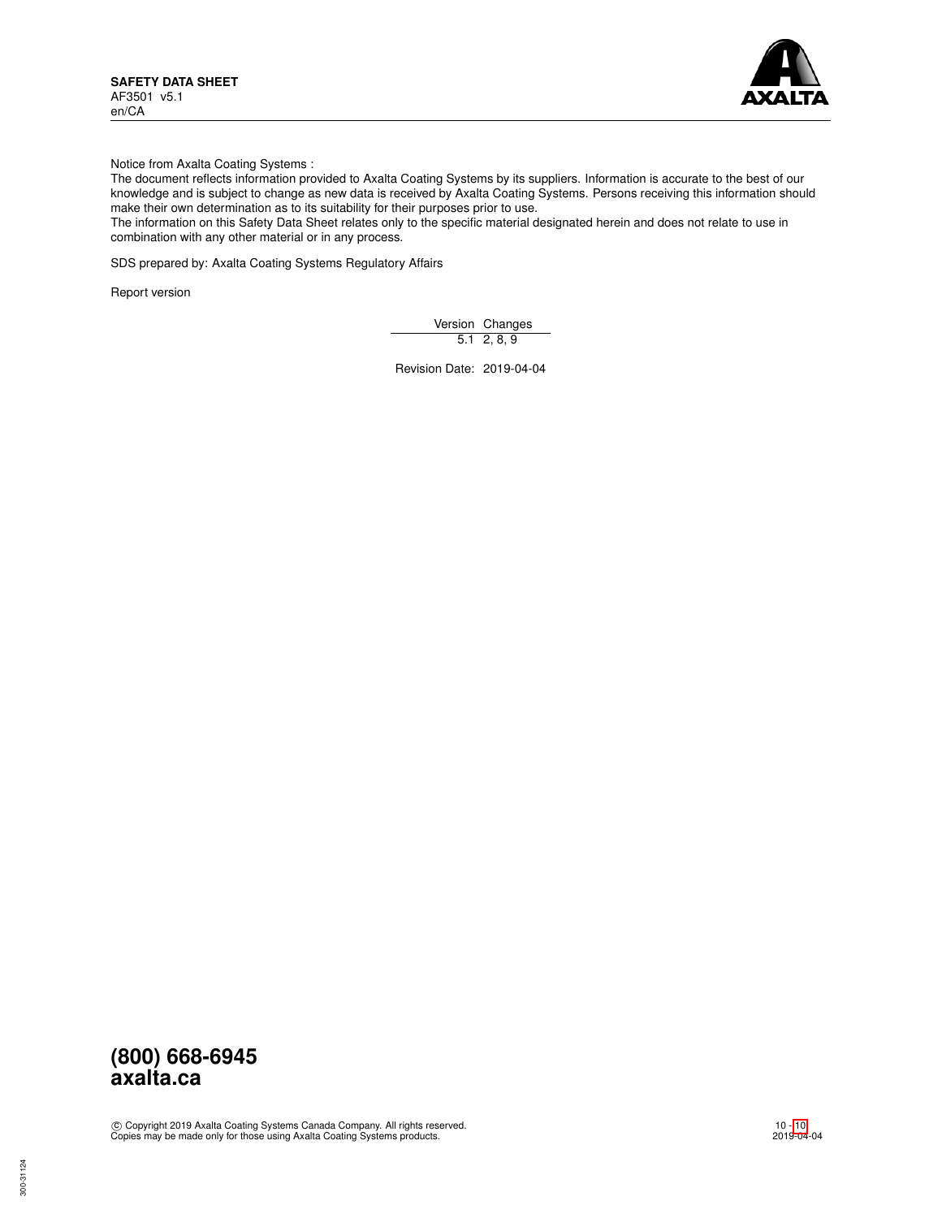Notice from Axalta Coating Systems :
The document reflects information provided to Axalta Coating Systems by its suppliers. Information is accurate to the best of our knowledge and is subject to change as new data is received by Axalta Coating Systems. Persons receiving this information should make their own determination as to its suitability for their purposes prior to use.
The information on this Safety Data Sheet relates only to the specific material designated herein and does not relate to use in combination with any other material or in any process.

SDS prepared by: Axalta Coating Systems Regulatory Affairs

Report version

| Version | Changes |
|---|---|
| 5.1 | 2, 8, 9 |

Revision Date: 2019-04-04

**(800) 668-6945**
**axalta.ca**

© Copyright 2019 Axalta Coating Systems Canada Company. All rights reserved.
Copies may be made only for those using Axalta Coating Systems products.